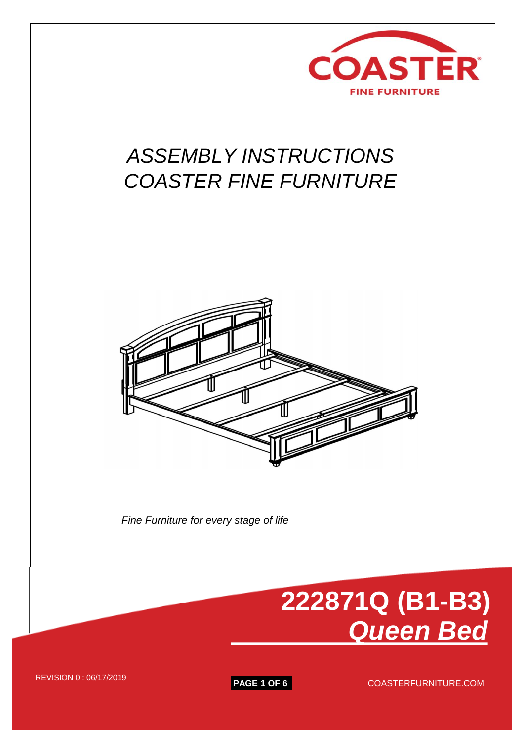COASTER

FINE FURNITURE

# ASSEMBLY INSTRUCTIONS
# COASTER FINE FURNITURE

*Fine Furniture for every stage of life*

## 222871Q (B1-B3)
## *Queen Bed*

REVISION 0 : 06/17/2019

COASTERFURNITURE.COM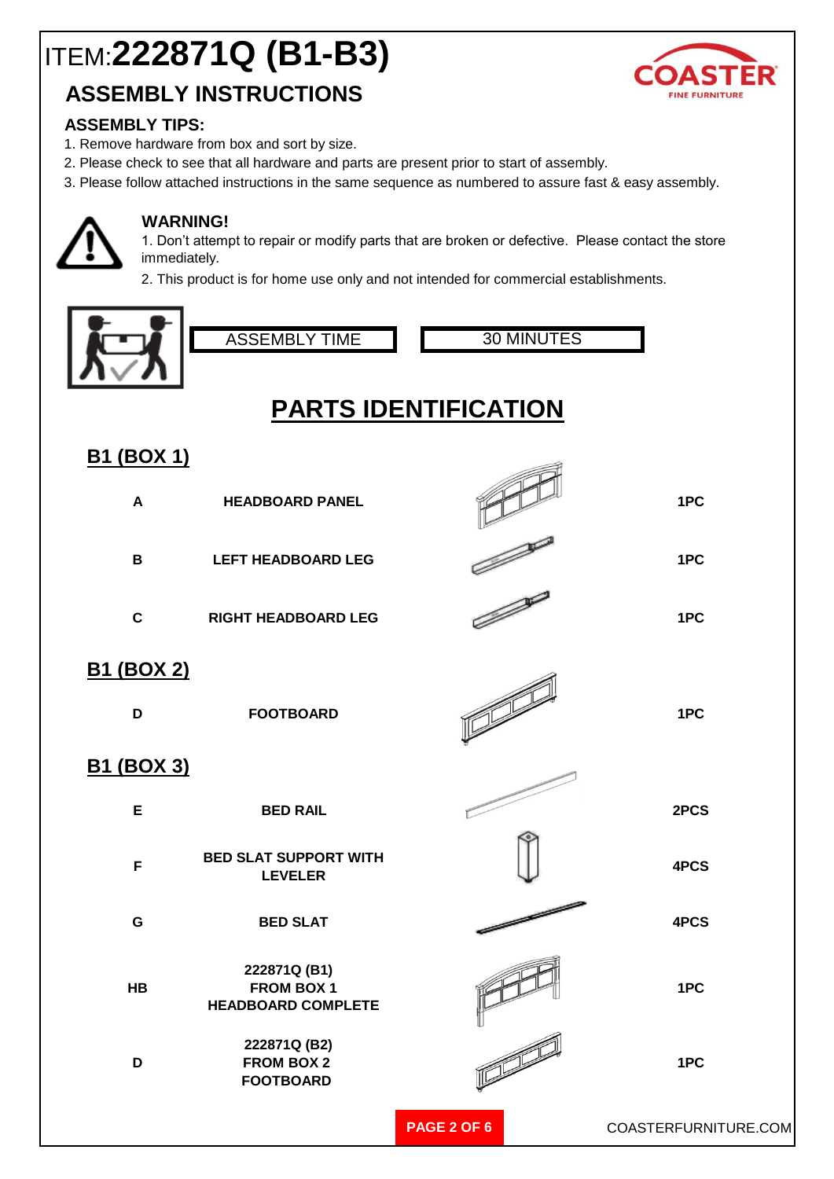# ITEM:**222871Q (B1-B3)**

## ASSEMBLY INSTRUCTIONS

COASTER FINE FURNITURE

### ASSEMBLY TIPS:

1. Remove hardware from box and sort by size.
2. Please check to see that all hardware and parts are present prior to start of assembly.
3. Please follow attached instructions in the same sequence as numbered to assure fast & easy assembly.

### WARNING!

1. Don't attempt to repair or modify parts that are broken or defective. Please contact the store immediately.
2. This product is for home use only and not intended for commercial establishments.

| ASSEMBLY TIME | 30 MINUTES |
|---|---|

## PARTS IDENTIFICATION

### B1 (BOX 1)

| | | |
|---|---|---|
| A | HEADBOARD PANEL | 1PC |
| B | LEFT HEADBOARD LEG | 1PC |
| C | RIGHT HEADBOARD LEG | 1PC |

### B1 (BOX 2)

| | | |
|---|---|---|
| D | FOOTBOARD | 1PC |

### B1 (BOX 3)

| | | |
|---|---|---|
| E | BED RAIL | 2PCS |
| F | BED SLAT SUPPORT WITH LEVELER | 4PCS |
| G | BED SLAT | 4PCS |
| HB | 222871Q (B1) FROM BOX 1 HEADBOARD COMPLETE | 1PC |
| D | 222871Q (B2) FROM BOX 2 FOOTBOARD | 1PC |

COASTERFURNITURE.COM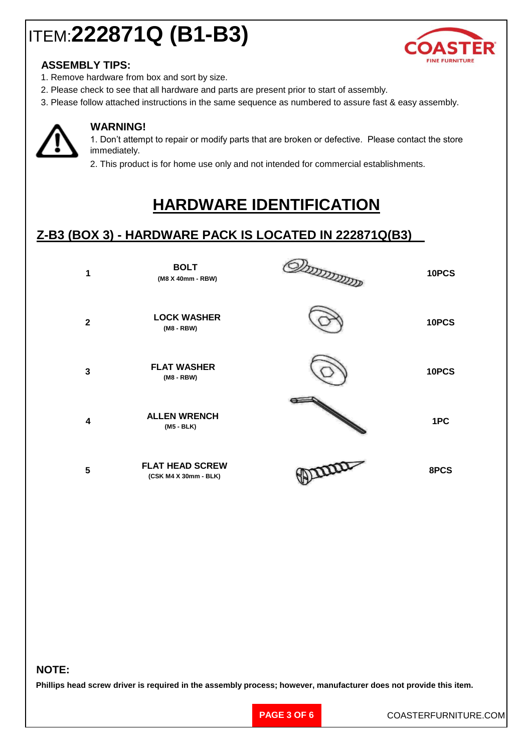# ITEM: **222871Q (B1-B3)**

COASTER FINE FURNITURE

**ASSEMBLY TIPS:**

1. Remove hardware from box and sort by size.
2. Please check to see that all hardware and parts are present prior to start of assembly.
3. Please follow attached instructions in the same sequence as numbered to assure fast & easy assembly.

**WARNING!**

1. Don't attempt to repair or modify parts that are broken or defective. Please contact the store immediately.
2. This product is for home use only and not intended for commercial establishments.

## HARDWARE IDENTIFICATION

### Z-B3 (BOX 3) - HARDWARE PACK IS LOCATED IN 222871Q(B3)

| No. | Item | Qty |
|---|---|---|
| 1 | **BOLT** (M8 X 40mm - RBW) | 10PCS |
| 2 | **LOCK WASHER** (M8 - RBW) | 10PCS |
| 3 | **FLAT WASHER** (M8 - RBW) | 10PCS |
| 4 | **ALLEN WRENCH** (M5 - BLK) | 1PC |
| 5 | **FLAT HEAD SCREW** (CSK M4 X 30mm - BLK) | 8PCS |

**NOTE:**

**Phillips head screw driver is required in the assembly process; however, manufacturer does not provide this item.**

COASTERFURNITURE.COM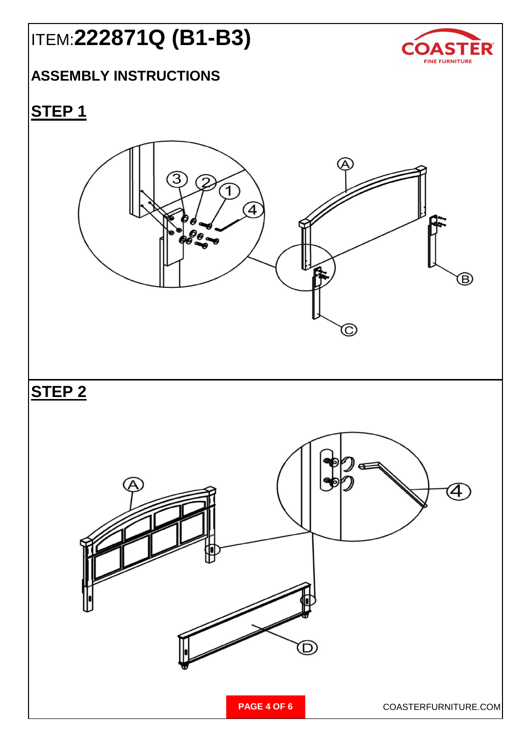# ITEM:222871Q (B1-B3)

## ASSEMBLY INSTRUCTIONS

## STEP 1

## STEP 2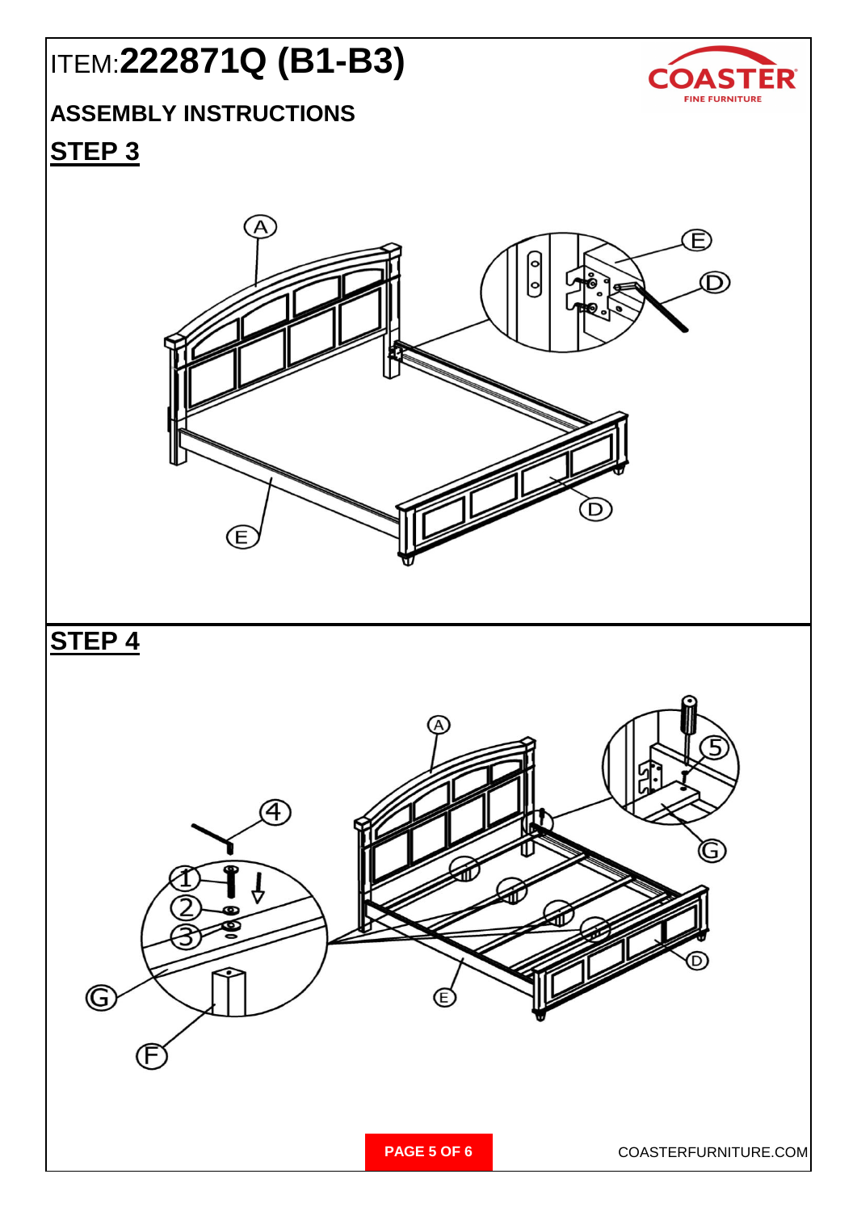# ITEM:222871Q (B1-B3)

## ASSEMBLY INSTRUCTIONS

## STEP 3

A

E

D

E

D

## STEP 4

A

4

5

1

2

3

G

G

F

E

D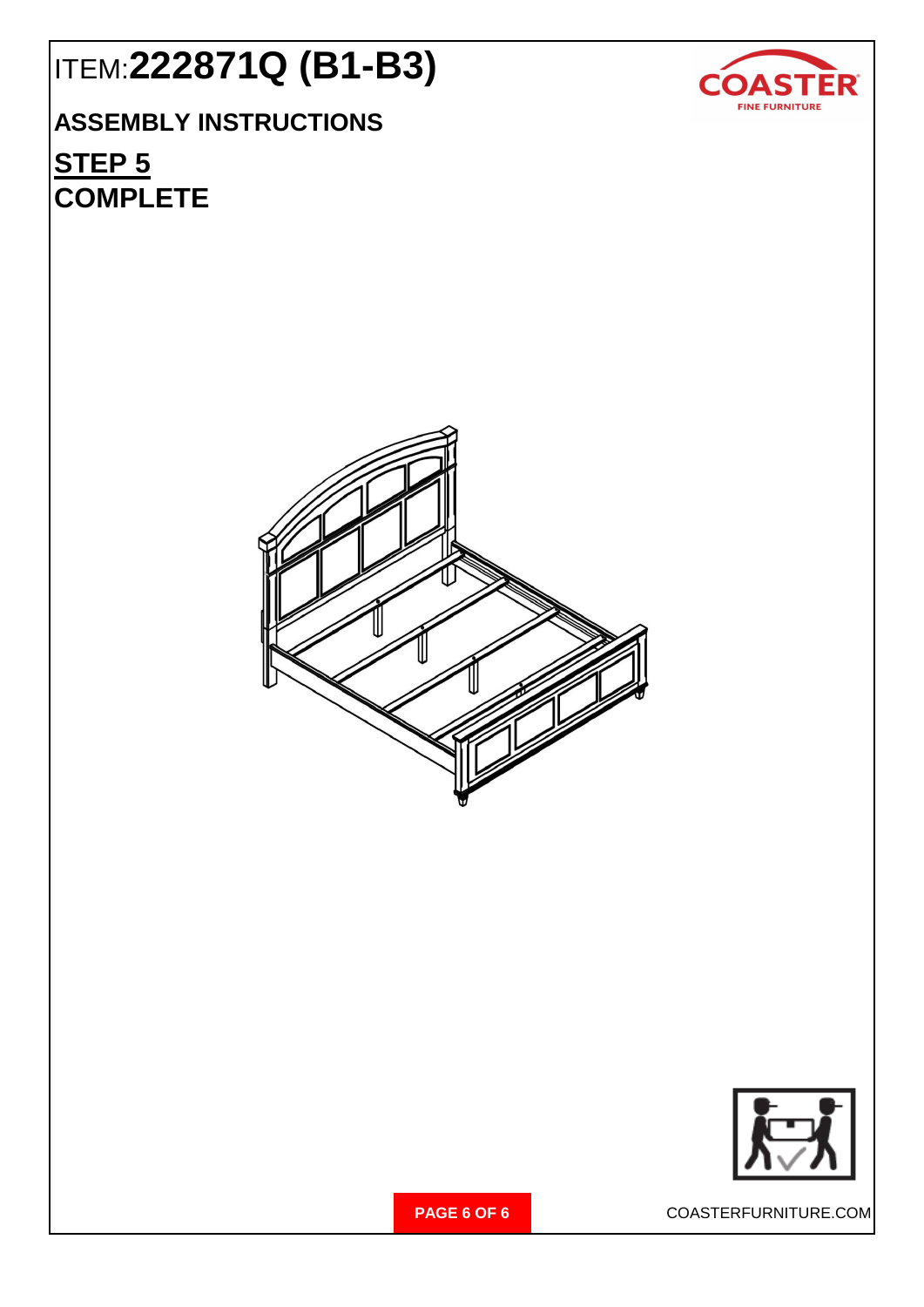# ITEM:222871Q (B1-B3)

## ASSEMBLY INSTRUCTIONS

## STEP 5

## COMPLETE

COASTERFURNITURE.COM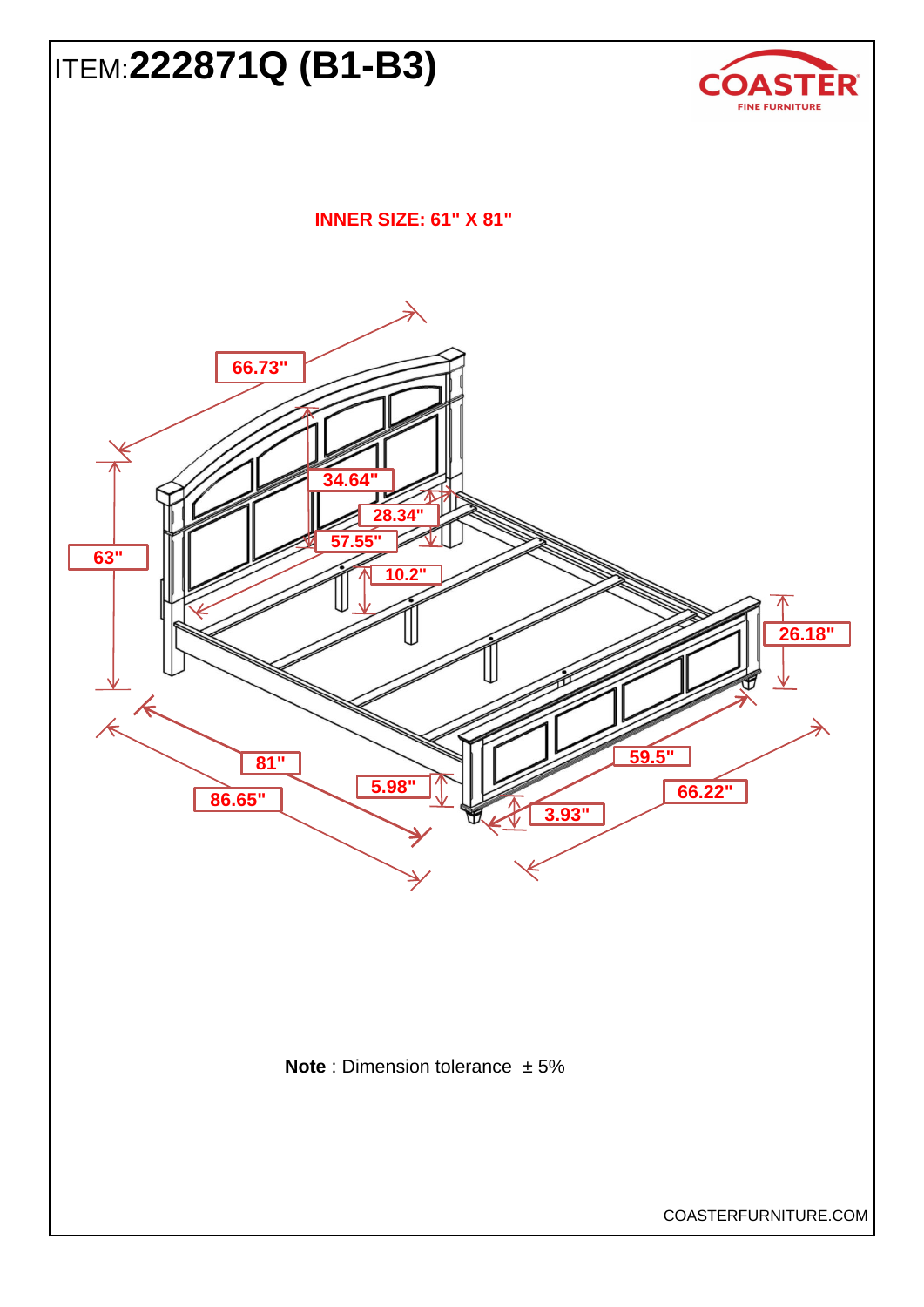# ITEM:222871Q (B1-B3)

COASTER
FINE FURNITURE

**INNER SIZE: 61" X 81"**

66.73"
63"
34.64"
28.34"
57.55"
10.2"
26.18"
81"
86.65"
5.98"
59.5"
66.22"
3.93"

**Note** : Dimension tolerance ± 5%

COASTERFURNITURE.COM